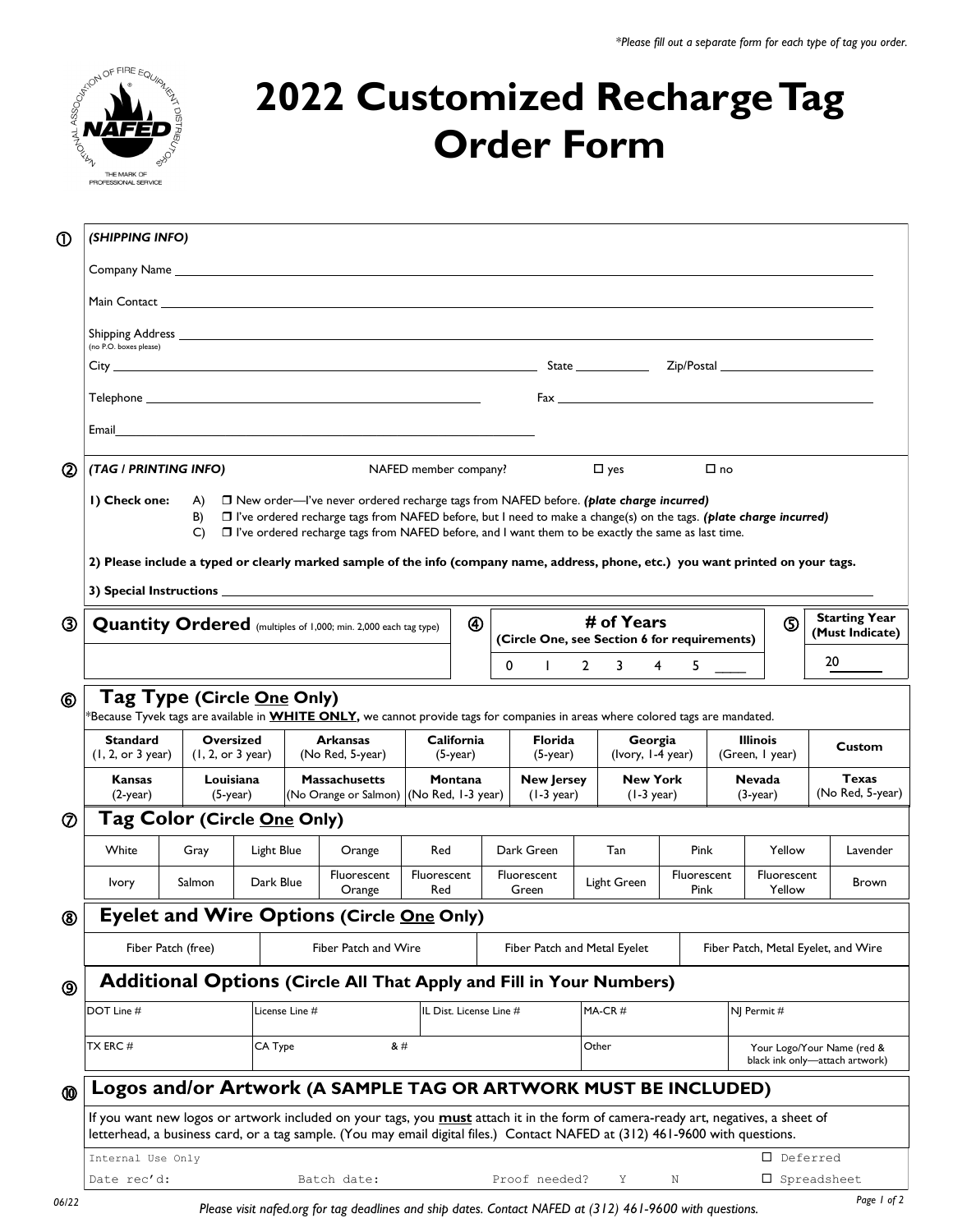*\*Please fill out a separate form for each type of tag you order.*

# 2022 Customized Recharge Tag Order Form

## ① (SHIPPING INFO)

Company Name ______________________________

Main Contact ______________________________

Shipping Address ______________________________
(no P.O. boxes please)

City ______________________________ State __________ Zip/Postal __________

Telephone ______________________________ Fax ______________________________

Email ______________________________

## ② (TAG / PRINTING INFO)

NAFED member company? ☐ yes ☐ no

**1) Check one:**

- A) ☐ New order—I've never ordered recharge tags from NAFED before. ***(plate charge incurred)***
- B) ☐ I've ordered recharge tags from NAFED before, but I need to make a change(s) on the tags. ***(plate charge incurred)***
- C) ☐ I've ordered recharge tags from NAFED before, and I want them to be exactly the same as last time.

**2) Please include a typed or clearly marked sample of the info (company name, address, phone, etc.) you want printed on your tags.**

**3) Special Instructions** ______________________________

| ③ **Quantity Ordered** (multiples of 1,000; min. 2,000 each tag type) | ④ **# of Years** (Circle One, see Section 6 for requirements) | ⑤ **Starting Year** (Must Indicate) |
|---|---|---|
| | 0 1 2 3 4 5 ____ | 20____ |

## ⑥ Tag Type (Circle One Only)

*Because Tyvek tags are available in **WHITE ONLY,** we cannot provide tags for companies in areas where colored tags are mandated.

| | | | | | | | |
|---|---|---|---|---|---|---|---|
| **Standard** (1, 2, or 3 year) | **Oversized** (1, 2, or 3 year) | **Arkansas** (No Red, 5-year) | **California** (5-year) | **Florida** (5-year) | **Georgia** (Ivory, 1-4 year) | **Illinois** (Green, 1 year) | **Custom** |
| **Kansas** (2-year) | **Louisiana** (5-year) | **Massachusetts** (No Orange or Salmon) | **Montana** (No Red, 1-3 year) | **New Jersey** (1-3 year) | **New York** (1-3 year) | **Nevada** (3-year) | **Texas** (No Red, 5-year) |

## ⑦ Tag Color (Circle One Only)

| | | | | | | | | | |
|---|---|---|---|---|---|---|---|---|---|
| White | Gray | Light Blue | Orange | Red | Dark Green | Tan | Pink | Yellow | Lavender |
| Ivory | Salmon | Dark Blue | Fluorescent Orange | Fluorescent Red | Fluorescent Green | Light Green | Fluorescent Pink | Fluorescent Yellow | Brown |

## ⑧ Eyelet and Wire Options (Circle One Only)

| | | | |
|---|---|---|---|
| Fiber Patch (free) | Fiber Patch and Wire | Fiber Patch and Metal Eyelet | Fiber Patch, Metal Eyelet, and Wire |

## ⑨ Additional Options (Circle All That Apply and Fill in Your Numbers)

| | | | | |
|---|---|---|---|---|
| DOT Line # | License Line # | IL Dist. License Line # | MA-CR # | NJ Permit # |
| TX ERC # | CA Type & # | | Other | Your Logo/Your Name (red & black ink only—attach artwork) |

## ⑩ Logos and/or Artwork (A SAMPLE TAG OR ARTWORK MUST BE INCLUDED)

If you want new logos or artwork included on your tags, you **must** attach it in the form of camera-ready art, negatives, a sheet of letterhead, a business card, or a tag sample. (You may email digital files.) Contact NAFED at (312) 461-9600 with questions.

| | | | |
|---|---|---|---|
| Internal Use Only | | | ☐ Deferred |
| Date rec'd: | Batch date: | Proof needed? Y N | ☐ Spreadsheet |

06/22

*Please visit nafed.org for tag deadlines and ship dates. Contact NAFED at (312) 461-9600 with questions.*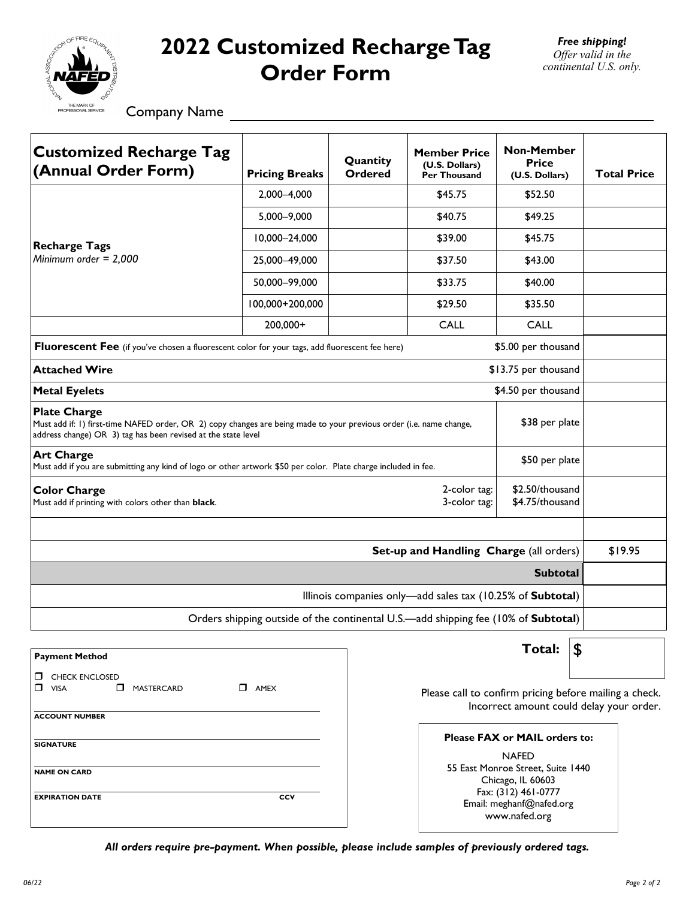# 2022 Customized Recharge Tag Order Form

***Free shipping!***
*Offer valid in the continental U.S. only.*

Company Name ______________________________

| Customized Recharge Tag (Annual Order Form) | Pricing Breaks | Quantity Ordered | Member Price (U.S. Dollars) Per Thousand | Non-Member Price (U.S. Dollars) | Total Price |
|---|---|---|---|---|---|
| **Recharge Tags** *Minimum order = 2,000* | 2,000–4,000 | | $45.75 | $52.50 | |
| | 5,000–9,000 | | $40.75 | $49.25 | |
| | 10,000–24,000 | | $39.00 | $45.75 | |
| | 25,000–49,000 | | $37.50 | $43.00 | |
| | 50,000–99,000 | | $33.75 | $40.00 | |
| | 100,000+200,000 | | $29.50 | $35.50 | |
| | 200,000+ | | CALL | CALL | |
| **Fluorescent Fee** (if you've chosen a fluorescent color for your tags, add fluorescent fee here) | | | | $5.00 per thousand | |
| **Attached Wire** | | | | $13.75 per thousand | |
| **Metal Eyelets** | | | | $4.50 per thousand | |
| **Plate Charge** Must add if: 1) first-time NAFED order, OR 2) copy changes are being made to your previous order (i.e. name change, address change) OR 3) tag has been revised at the state level | | | | $38 per plate | |
| **Art Charge** Must add if you are submitting any kind of logo or other artwork $50 per color. Plate charge included in fee. | | | | $50 per plate | |
| **Color Charge** Must add if printing with colors other than **black**. | | | 2-color tag: 3-color tag: | $2.50/thousand $4.75/thousand | |
| | | | | | |
| | | | | **Set-up and Handling Charge** (all orders) | $19.95 |
| | | | | **Subtotal** | |
| | | | | Illinois companies only—add sales tax (10.25% of **Subtotal**) | |
| | | | | Orders shipping outside of the continental U.S.—add shipping fee (10% of **Subtotal**) | |

**Total:** $

**Payment Method**

- ☐ CHECK ENCLOSED
- ☐ VISA ☐ MASTERCARD ☐ AMEX

**ACCOUNT NUMBER** ______________________________

**SIGNATURE** ______________________________

**NAME ON CARD** ______________________________

**EXPIRATION DATE** ______________________________ **CCV**

Please call to confirm pricing before mailing a check. Incorrect amount could delay your order.

**Please FAX or MAIL orders to:**

NAFED
55 East Monroe Street, Suite 1440
Chicago, IL 60603
Fax: (312) 461-0777
Email: meghanf@nafed.org
www.nafed.org

***All orders require pre-payment. When possible, please include samples of previously ordered tags.***

06/22